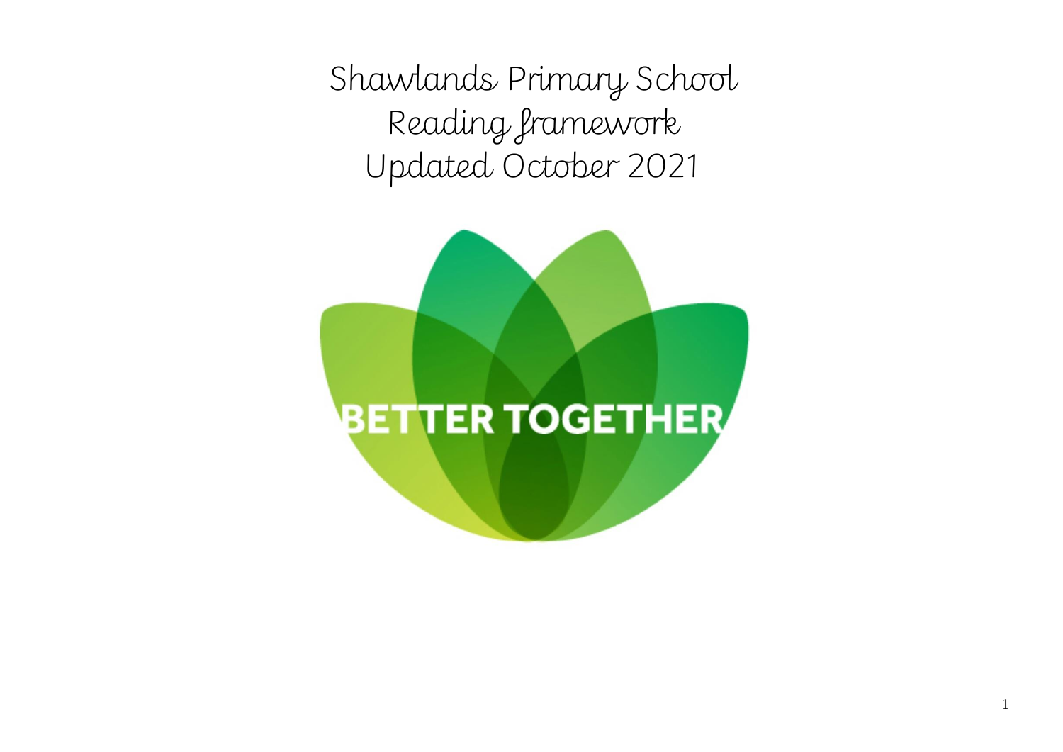# Shawlands Primary School
# Reading framework
# Updated October 2021

BETTER TOGETHER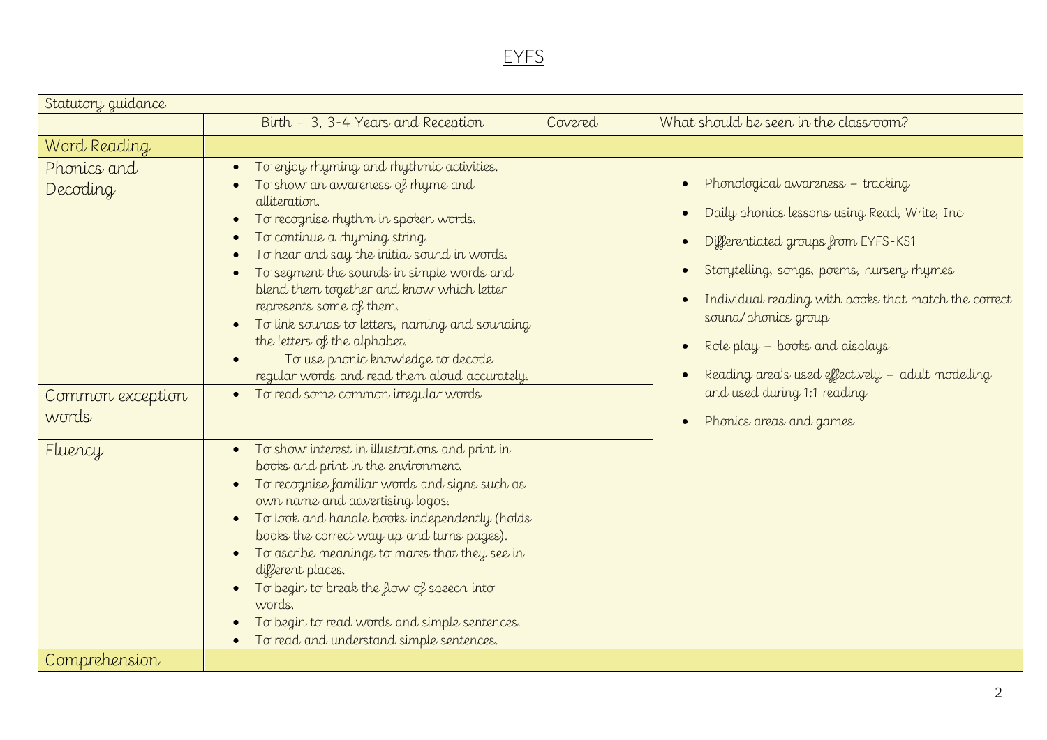# EYFS

| Statutory guidance | | | |
|---|---|---|---|
| | Birth – 3, 3-4 Years and Reception | Covered | What should be seen in the classroom? |
| **Word Reading** | | | |
| Phonics and Decoding | • To enjoy rhyming and rhythmic activities.<br>• To show an awareness of rhyme and alliteration.<br>• To recognise rhythm in spoken words.<br>• To continue a rhyming string.<br>• To hear and say the initial sound in words.<br>• To segment the sounds in simple words and blend them together and know which letter represents some of them.<br>• To link sounds to letters, naming and sounding the letters of the alphabet.<br>• To use phonic knowledge to decode regular words and read them aloud accurately. | | • Phonological awareness – tracking<br>• Daily phonics lessons using Read, Write, Inc<br>• Differentiated groups from EYFS-KS1<br>• Storytelling, songs, poems, nursery rhymes<br>• Individual reading with books that match the correct sound/phonics group<br>• Role play – books and displays<br>• Reading area's used effectively – adult modelling and used during 1:1 reading<br>• Phonics areas and games |
| Common exception words | • To read some common irregular words | | |
| Fluency | • To show interest in illustrations and print in books and print in the environment.<br>• To recognise familiar words and signs such as own name and advertising logos.<br>• To look and handle books independently (holds books the correct way up and turns pages).<br>• To ascribe meanings to marks that they see in different places.<br>• To begin to break the flow of speech into words.<br>• To begin to read words and simple sentences.<br>• To read and understand simple sentences. | | |
| **Comprehension** | | | |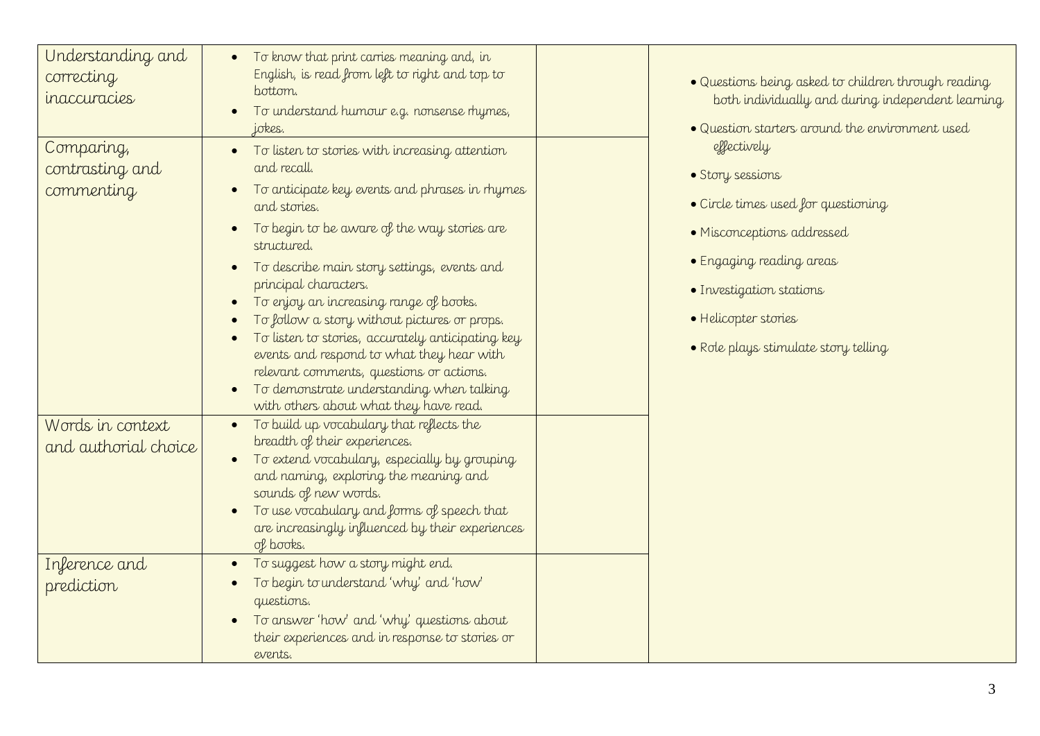| | | | |
|---|---|---|---|
| Understanding and correcting inaccuracies | • To know that print carries meaning and, in English, is read from left to right and top to bottom.<br>• To understand humour e.g. nonsense rhymes, jokes. | | • Questions being asked to children through reading both individually and during independent learning<br>• Question starters around the environment used effectively<br>• Story sessions<br>• Circle times used for questioning<br>• Misconceptions addressed<br>• Engaging reading areas<br>• Investigation stations<br>• Helicopter stories<br>• Role plays stimulate story telling |
| Comparing, contrasting and commenting | • To listen to stories with increasing attention and recall.<br>• To anticipate key events and phrases in rhymes and stories.<br>• To begin to be aware of the way stories are structured.<br>• To describe main story settings, events and principal characters.<br>• To enjoy an increasing range of books.<br>• To follow a story without pictures or props.<br>• To listen to stories, accurately anticipating key events and respond to what they hear with relevant comments, questions or actions.<br>• To demonstrate understanding when talking with others about what they have read. | | |
| Words in context and authorial choice | • To build up vocabulary that reflects the breadth of their experiences.<br>• To extend vocabulary, especially by grouping and naming, exploring the meaning and sounds of new words.<br>• To use vocabulary and forms of speech that are increasingly influenced by their experiences of books. | | |
| Inference and prediction | • To suggest how a story might end.<br>• To begin to understand 'why' and 'how' questions.<br>• To answer 'how' and 'why' questions about their experiences and in response to stories or events. | | |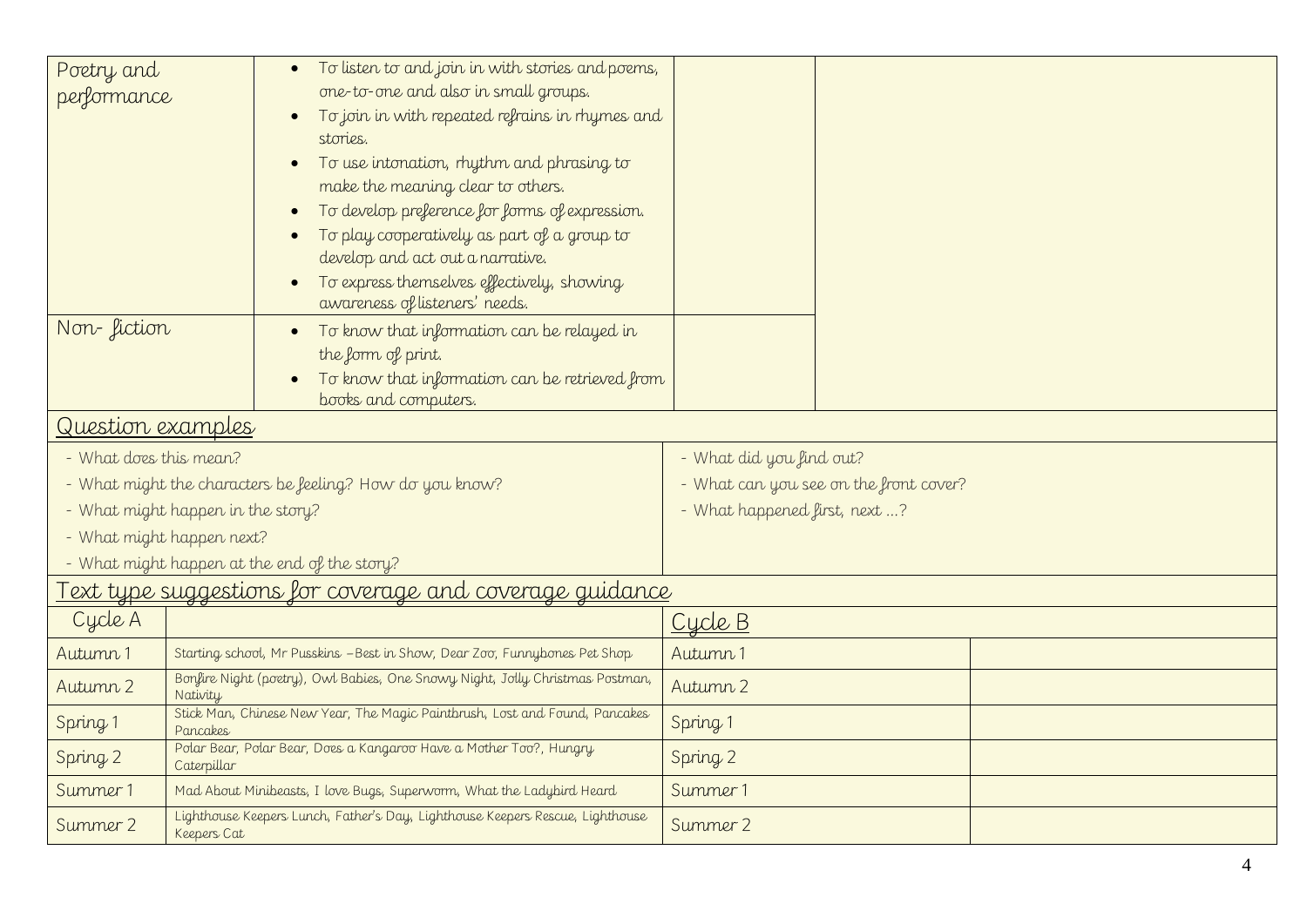| | | | |
|---|---|---|---|
| Poetry and performance | - To listen to and join in with stories and poems, one-to-one and also in small groups.<br>- To join in with repeated refrains in rhymes and stories.<br>- To use intonation, rhythm and phrasing to make the meaning clear to others.<br>- To develop preference for forms of expression.<br>- To play cooperatively as part of a group to develop and act out a narrative.<br>- To express themselves effectively, showing awareness of listeners' needs. | | |
| Non- fiction | - To know that information can be relayed in the form of print.<br>- To know that information can be retrieved from books and computers. | | |

## Question examples

- What does this mean?
- What might the characters be feeling? How do you know?
- What might happen in the story?
- What might happen next?
- What might happen at the end of the story?
- What did you find out?
- What can you see on the front cover?
- What happened first, next …?

## Text type suggestions for coverage and coverage guidance

| Cycle A | | Cycle B | |
|---|---|---|---|
| Autumn 1 | Starting school, Mr Pusskins –Best in Show, Dear Zoo, Funnybones Pet Shop | Autumn 1 | |
| Autumn 2 | Bonfire Night (poetry), Owl Babies, One Snowy Night, Jolly Christmas Postman, Nativity | Autumn 2 | |
| Spring 1 | Stick Man, Chinese New Year, The Magic Paintbrush, Lost and Found, Pancakes Pancakes | Spring 1 | |
| Spring 2 | Polar Bear, Polar Bear, Does a Kangaroo Have a Mother Too?, Hungry Caterpillar | Spring 2 | |
| Summer 1 | Mad About Minibeasts, I love Bugs, Superworm, What the Ladybird Heard | Summer 1 | |
| Summer 2 | Lighthouse Keepers Lunch, Father's Day, Lighthouse Keepers Rescue, Lighthouse Keepers Cat | Summer 2 | |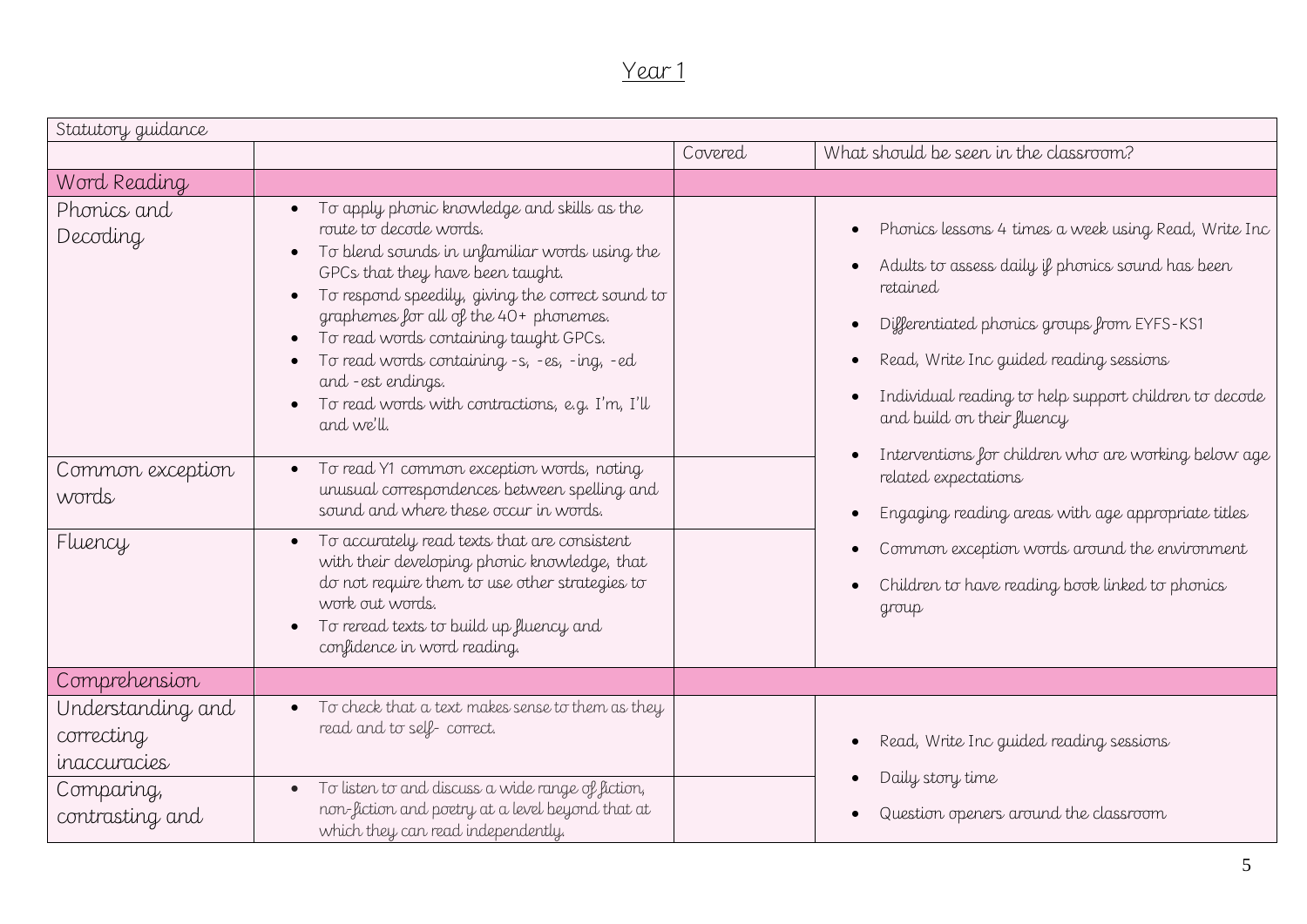# Year 1

| Statutory guidance | | | |
|---|---|---|---|
| | | Covered | What should be seen in the classroom? |
| **Word Reading** | | | |
| Phonics and Decoding | • To apply phonic knowledge and skills as the route to decode words.<br>• To blend sounds in unfamiliar words using the GPCs that they have been taught.<br>• To respond speedily, giving the correct sound to graphemes for all of the 40+ phonemes.<br>• To read words containing taught GPCs.<br>• To read words containing -s, -es, -ing, -ed and -est endings.<br>• To read words with contractions, e.g. I'm, I'll and we'll. | | • Phonics lessons 4 times a week using Read, Write Inc<br>• Adults to assess daily if phonics sound has been retained<br>• Differentiated phonics groups from EYFS-KS1<br>• Read, Write Inc guided reading sessions<br>• Individual reading to help support children to decode and build on their fluency<br>• Interventions for children who are working below age related expectations<br>• Engaging reading areas with age appropriate titles<br>• Common exception words around the environment<br>• Children to have reading book linked to phonics group |
| Common exception words | • To read Y1 common exception words, noting unusual correspondences between spelling and sound and where these occur in words. | | |
| Fluency | • To accurately read texts that are consistent with their developing phonic knowledge, that do not require them to use other strategies to work out words.<br>• To reread texts to build up fluency and confidence in word reading. | | |
| **Comprehension** | | | |
| Understanding and correcting inaccuracies | • To check that a text makes sense to them as they read and to self- correct. | | • Read, Write Inc guided reading sessions<br>• Daily story time<br>• Question openers around the classroom |
| Comparing, contrasting and | • To listen to and discuss a wide range of fiction, non-fiction and poetry at a level beyond that at which they can read independently. | | |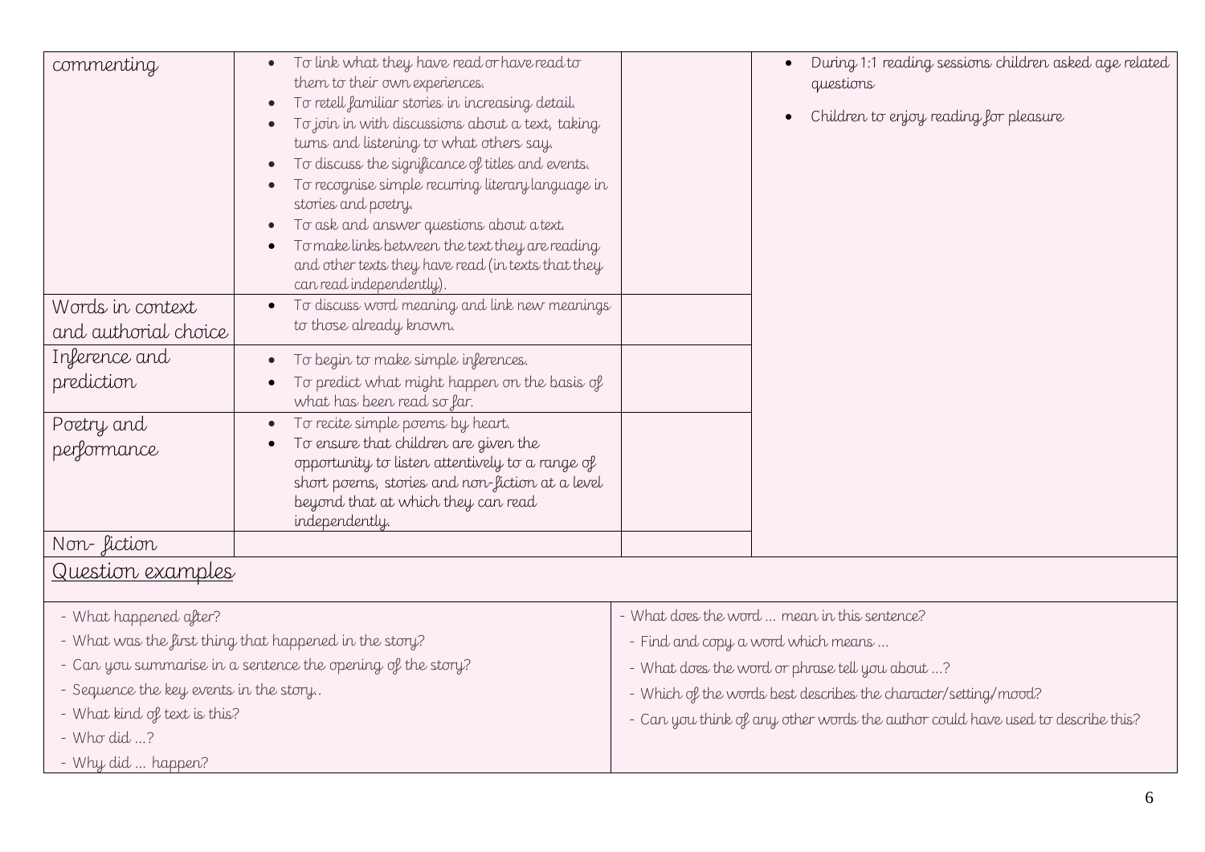| commenting | • To link what they have read or have read to them to their own experiences.<br>• To retell familiar stories in increasing detail.<br>• To join in with discussions about a text, taking turns and listening to what others say.<br>• To discuss the significance of titles and events.<br>• To recognise simple recurring literary language in stories and poetry.<br>• To ask and answer questions about a text.<br>• To make links between the text they are reading and other texts they have read (in texts that they can read independently). | | • During 1:1 reading sessions children asked age related questions<br>• Children to enjoy reading for pleasure |
|---|---|---|---|
| Words in context and authorial choice | • To discuss word meaning and link new meanings to those already known. | | |
| Inference and prediction | • To begin to make simple inferences.<br>• To predict what might happen on the basis of what has been read so far. | | |
| Poetry and performance | • To recite simple poems by heart.<br>• To ensure that children are given the opportunity to listen attentively to a range of short poems, stories and non-fiction at a level beyond that at which they can read independently. | | |
| Non- fiction | | | |

## Question examples

- What happened after?
- What was the first thing that happened in the story?
- Can you summarise in a sentence the opening of the story?
- Sequence the key events in the story..
- What kind of text is this?
- Who did ...?
- Why did ... happen?

- What does the word ... mean in this sentence?
- Find and copy a word which means ...
- What does the word or phrase tell you about ...?
- Which of the words best describes the character/setting/mood?
- Can you think of any other words the author could have used to describe this?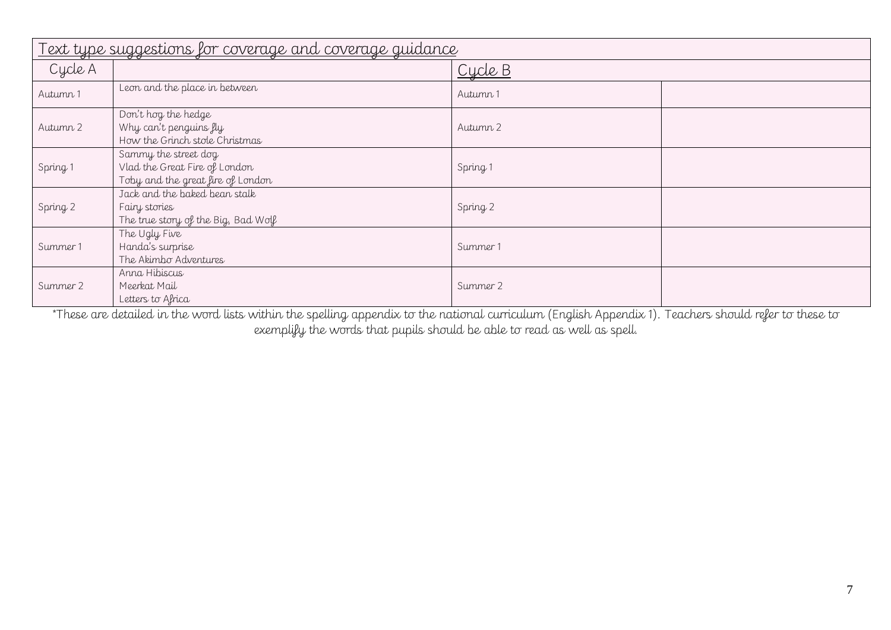| Text type suggestions for coverage and coverage guidance | | | |
|---|---|---|---|
| Cycle A | | Cycle B | |
| Autumn 1 | Leon and the place in between | Autumn 1 | |
| Autumn 2 | Don't hog the hedge<br>Why can't penguins fly<br>How the Grinch stole Christmas | Autumn 2 | |
| Spring 1 | Sammy the street dog<br>Vlad the Great Fire of London<br>Toby and the great fire of London | Spring 1 | |
| Spring 2 | Jack and the baked bean stalk<br>Fairy stories<br>The true story of the Big, Bad Wolf | Spring 2 | |
| Summer 1 | The Ugly Five<br>Handa's surprise<br>The Akimbo Adventures | Summer 1 | |
| Summer 2 | Anna Hibiscus<br>Meerkat Mail<br>Letters to Africa | Summer 2 | |

*These are detailed in the word lists within the spelling appendix to the national curriculum (English Appendix 1). Teachers should refer to these to exemplify the words that pupils should be able to read as well as spell.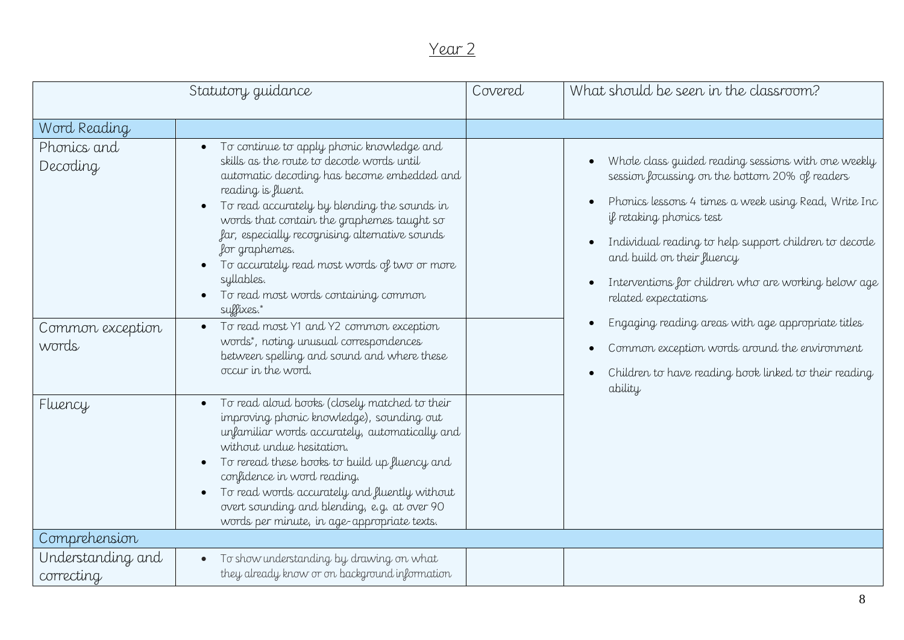# Year 2

| Statutory guidance | | Covered | What should be seen in the classroom? |
|---|---|---|---|
| Word Reading | | | |
| Phonics and Decoding | • To continue to apply phonic knowledge and skills as the route to decode words until automatic decoding has become embedded and reading is fluent.<br>• To read accurately by blending the sounds in words that contain the graphemes taught so far, especially recognising alternative sounds for graphemes.<br>• To accurately read most words of two or more syllables.<br>• To read most words containing common suffixes.* | | • Whole class guided reading sessions with one weekly session focussing on the bottom 20% of readers<br>• Phonics lessons 4 times a week using Read, Write Inc if retaking phonics test<br>• Individual reading to help support children to decode and build on their fluency<br>• Interventions for children who are working below age related expectations<br>• Engaging reading areas with age appropriate titles<br>• Common exception words around the environment<br>• Children to have reading book linked to their reading ability |
| Common exception words | • To read most Y1 and Y2 common exception words*, noting unusual correspondences between spelling and sound and where these occur in the word. | | |
| Fluency | • To read aloud books (closely matched to their improving phonic knowledge), sounding out unfamiliar words accurately, automatically and without undue hesitation.<br>• To reread these books to build up fluency and confidence in word reading.<br>• To read words accurately and fluently without overt sounding and blending, e.g. at over 90 words per minute, in age-appropriate texts. | | |
| Comprehension | | | |
| Understanding and correcting | • To show understanding by drawing on what they already know or on background information | | |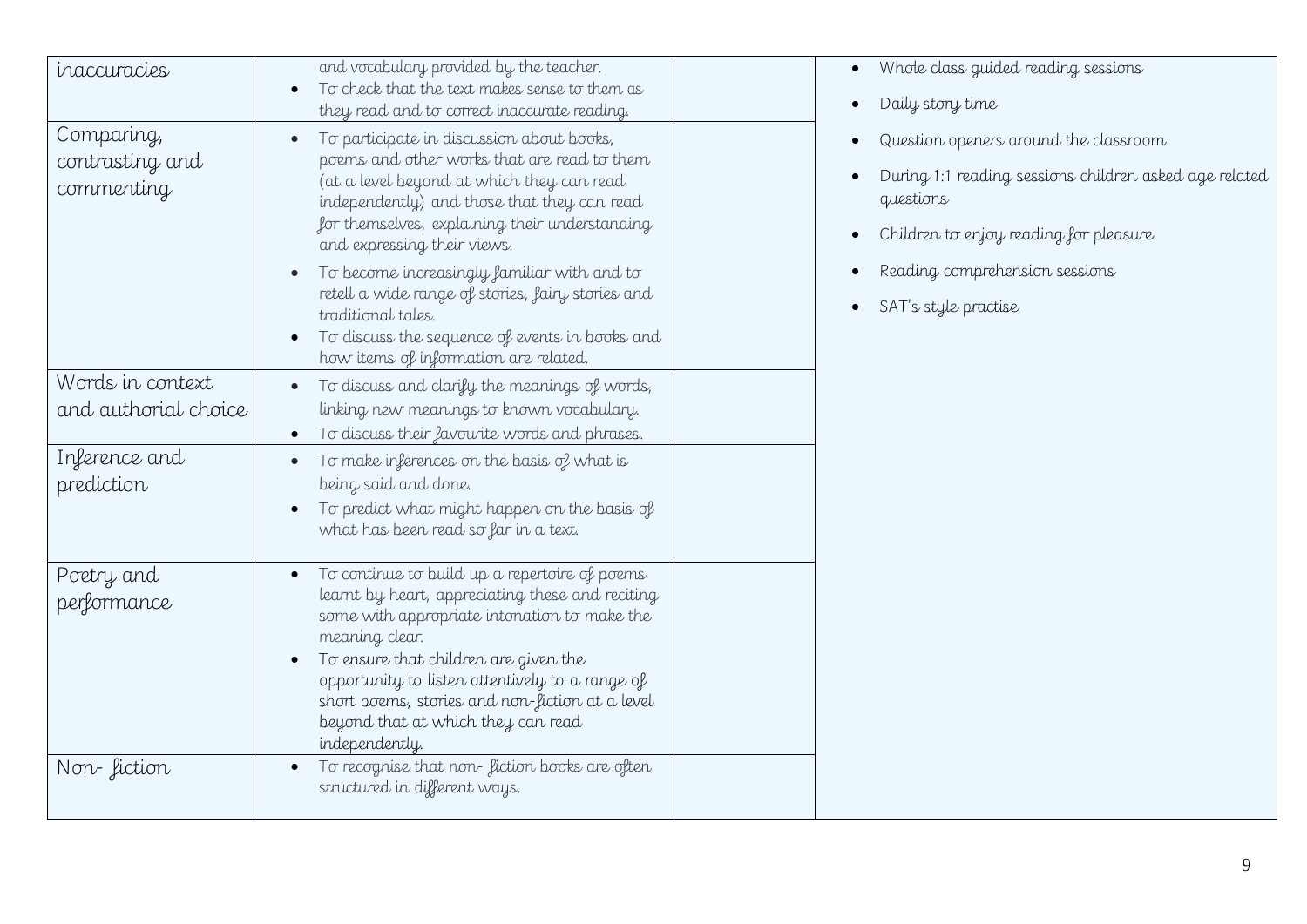| | | | |
|---|---|---|---|
| inaccuracies | and vocabulary provided by the teacher.<br>• To check that the text makes sense to them as they read and to correct inaccurate reading. | | • Whole class guided reading sessions<br>• Daily story time<br>• Question openers around the classroom<br>• During 1:1 reading sessions children asked age related questions<br>• Children to enjoy reading for pleasure<br>• Reading comprehension sessions<br>• SAT's style practise |
| Comparing, contrasting and commenting | • To participate in discussion about books, poems and other works that are read to them (at a level beyond at which they can read independently) and those that they can read for themselves, explaining their understanding and expressing their views.<br>• To become increasingly familiar with and to retell a wide range of stories, fairy stories and traditional tales.<br>• To discuss the sequence of events in books and how items of information are related. | | |
| Words in context and authorial choice | • To discuss and clarify the meanings of words, linking new meanings to known vocabulary.<br>• To discuss their favourite words and phrases. | | |
| Inference and prediction | • To make inferences on the basis of what is being said and done.<br>• To predict what might happen on the basis of what has been read so far in a text. | | |
| Poetry and performance | • To continue to build up a repertoire of poems learnt by heart, appreciating these and reciting some with appropriate intonation to make the meaning clear.<br>• To ensure that children are given the opportunity to listen attentively to a range of short poems, stories and non-fiction at a level beyond that at which they can read independently. | | |
| Non- fiction | • To recognise that non- fiction books are often structured in different ways. | | |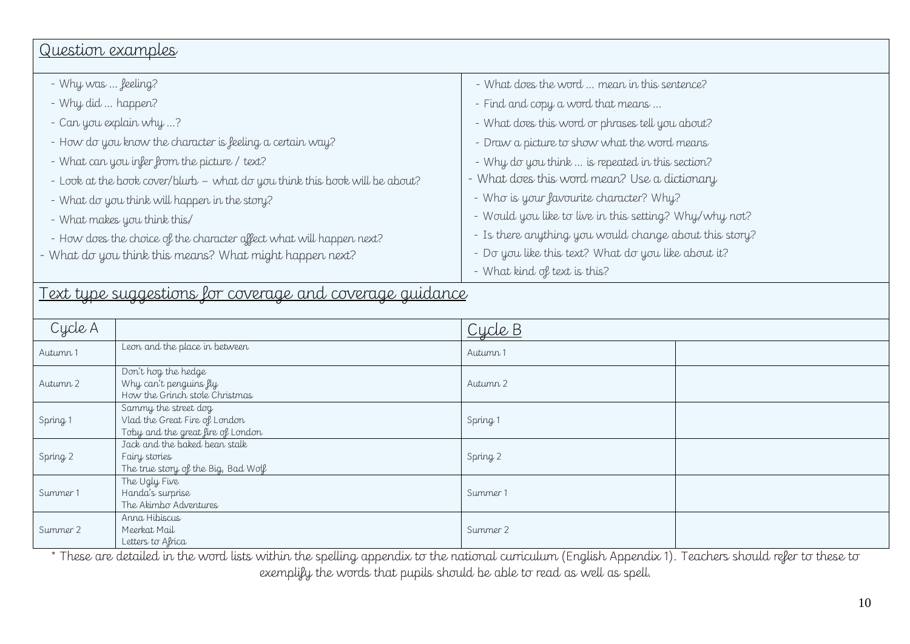## Question examples

- Why was … feeling?
- Why did … happen?
- Can you explain why …?
- How do you know the character is feeling a certain way?
- What can you infer from the picture / text?
- Look at the book cover/blurb – what do you think this book will be about?
- What do you think will happen in the story?
- What makes you think this/
- How does the choice of the character affect what will happen next?
- What do you think this means? What might happen next?

- What does the word … mean in this sentence?
- Find and copy a word that means …
- What does this word or phrases tell you about?
- Draw a picture to show what the word means
- Why do you think … is repeated in this section?
- What does this word mean? Use a dictionary
- Who is your favourite character? Why?
- Would you like to live in this setting? Why/why not?
- Is there anything you would change about this story?
- Do you like this text? What do you like about it?
- What kind of text is this?

## Text type suggestions for coverage and coverage guidance

| Cycle A | | Cycle B | |
|---|---|---|---|
| Autumn 1 | Leon and the place in between | Autumn 1 | |
| Autumn 2 | Don't hog the hedge<br>Why can't penguins fly<br>How the Grinch stole Christmas | Autumn 2 | |
| Spring 1 | Sammy the street dog<br>Vlad the Great Fire of London<br>Toby and the great fire of London | Spring 1 | |
| Spring 2 | Jack and the baked bean stalk<br>Fairy stories<br>The true story of the Big, Bad Wolf | Spring 2 | |
| Summer 1 | The Ugly Five<br>Handa's surprise<br>The Akimbo Adventures | Summer 1 | |
| Summer 2 | Anna Hibiscus<br>Meerkat Mail<br>Letters to Africa | Summer 2 | |

* These are detailed in the word lists within the spelling appendix to the national curriculum (English Appendix 1). Teachers should refer to these to exemplify the words that pupils should be able to read as well as spell.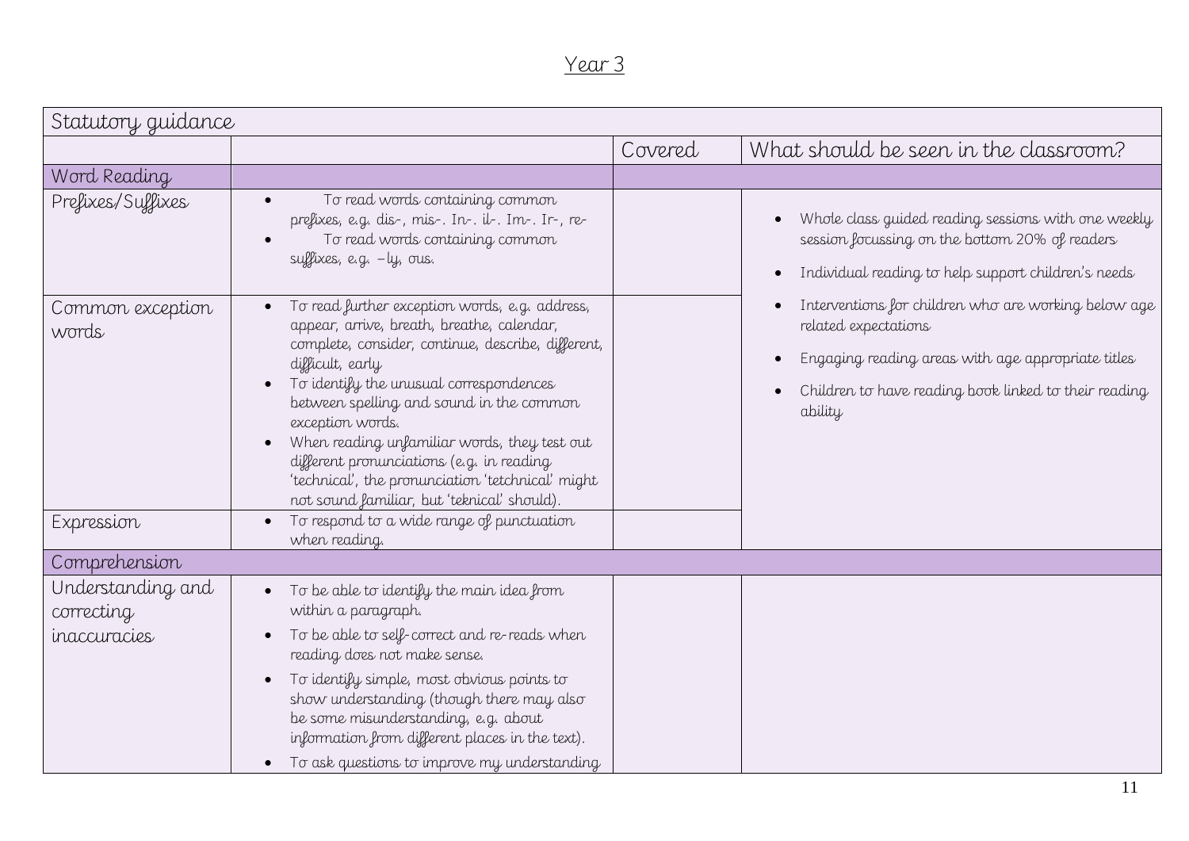## Year 3

| Statutory guidance | | | |
|---|---|---|---|
| | | Covered | What should be seen in the classroom? |
| **Word Reading** | | | |
| Prefixes/Suffixes | • To read words containing common prefixes, e.g. dis-, mis-. In-. il-. Im-. Ir-, re-<br>• To read words containing common suffixes, e.g. –ly, ous. | | • Whole class guided reading sessions with one weekly session focussing on the bottom 20% of readers<br>• Individual reading to help support children's needs<br>• Interventions for children who are working below age related expectations<br>• Engaging reading areas with age appropriate titles<br>• Children to have reading book linked to their reading ability |
| Common exception words | • To read further exception words, e.g. address, appear, arrive, breath, breathe, calendar, complete, consider, continue, describe, different, difficult, early<br>• To identify the unusual correspondences between spelling and sound in the common exception words.<br>• When reading unfamiliar words, they test out different pronunciations (e.g. in reading 'technical', the pronunciation 'tetchnical' might not sound familiar, but 'teknical' should). | | |
| Expression | • To respond to a wide range of punctuation when reading. | | |
| **Comprehension** | | | |
| Understanding and correcting inaccuracies | • To be able to identify the main idea from within a paragraph.<br>• To be able to self-correct and re-reads when reading does not make sense.<br>• To identify simple, most obvious points to show understanding (though there may also be some misunderstanding, e.g. about information from different places in the text).<br>• To ask questions to improve my understanding | | |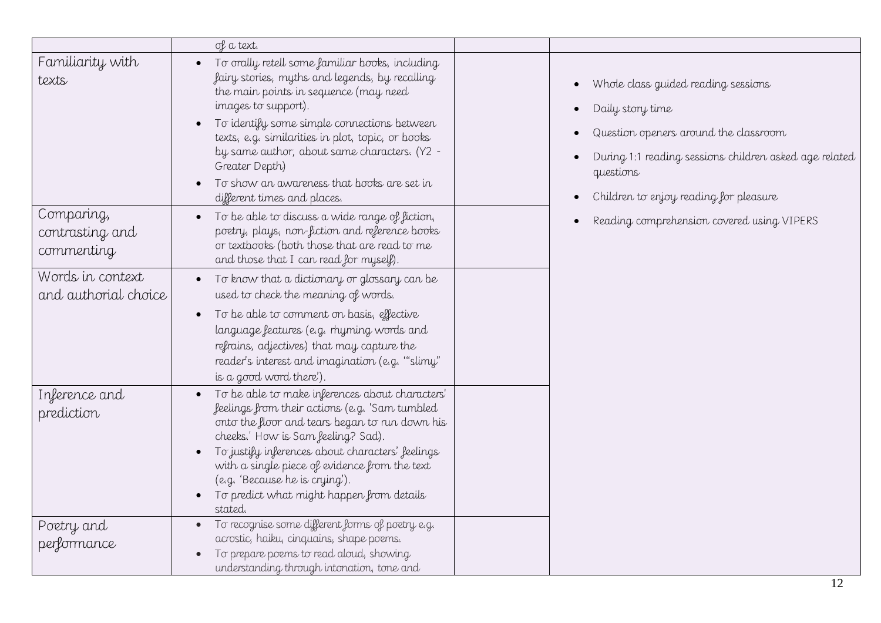| | | | |
|---|---|---|---|
| | of a text. | | |
| Familiarity with texts | • To orally retell some familiar books, including fairy stories, myths and legends, by recalling the main points in sequence (may need images to support).<br>• To identify some simple connections between texts, e.g. similarities in plot, topic, or books by same author, about same characters. (Y2 - Greater Depth)<br>• To show an awareness that books are set in different times and places. | | • Whole class guided reading sessions<br>• Daily story time<br>• Question openers around the classroom<br>• During 1:1 reading sessions children asked age related questions<br>• Children to enjoy reading for pleasure<br>• Reading comprehension covered using VIPERS |
| Comparing, contrasting and commenting | • To be able to discuss a wide range of fiction, poetry, plays, non-fiction and reference books or textbooks (both those that are read to me and those that I can read for myself). | | |
| Words in context and authorial choice | • To know that a dictionary or glossary can be used to check the meaning of words.<br>• To be able to comment on basis, effective language features (e.g. rhyming words and refrains, adjectives) that may capture the reader's interest and imagination (e.g. '"slimy" is a good word there'). | | |
| Inference and prediction | • To be able to make inferences about characters' feelings from their actions (e.g. 'Sam tumbled onto the floor and tears began to run down his cheeks.' How is Sam feeling? Sad).<br>• To justify inferences about characters' feelings with a single piece of evidence from the text (e.g. 'Because he is crying').<br>• To predict what might happen from details stated. | | |
| Poetry and performance | • To recognise some different forms of poetry e.g. acrostic, haiku, cinquains, shape poems.<br>• To prepare poems to read aloud, showing understanding through intonation, tone and | | |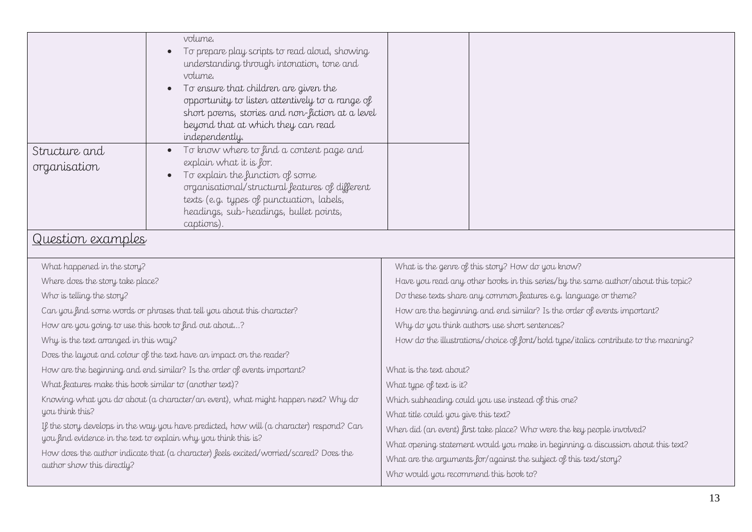| | | | |
|---|---|---|---|
| | volume.<br>• To prepare play scripts to read aloud, showing understanding through intonation, tone and volume.<br>• To ensure that children are given the opportunity to listen attentively to a range of short poems, stories and non-fiction at a level beyond that at which they can read independently. | | |
| Structure and organisation | • To know where to find a content page and explain what it is for.<br>• To explain the function of some organisational/structural features of different texts (e.g. types of punctuation, labels, headings, sub-headings, bullet points, captions). | | |

## Question examples

What happened in the story?
Where does the story take place?
Who is telling the story?
Can you find some words or phrases that tell you about this character?
How are you going to use this book to find out about…?
Why is the text arranged in this way?
Does the layout and colour of the text have an impact on the reader?
How are the beginning and end similar? Is the order of events important?
What features make this book similar to (another text)?
Knowing what you do about (a character/an event), what might happen next? Why do you think this?
If the story develops in the way you have predicted, how will (a character) respond? Can you find evidence in the text to explain why you think this is?
How does the author indicate that (a character) feels excited/worried/scared? Does the author show this directly?

What is the genre of this story? How do you know?
Have you read any other books in this series/by the same author/about this topic?
Do these texts share any common features e.g. language or theme?
How are the beginning and end similar? Is the order of events important?
Why do you think authors use short sentences?
How do the illustrations/choice of font/bold type/italics contribute to the meaning?

What is the text about?
What type of text is it?
Which subheading could you use instead of this one?
What title could you give this text?
When did (an event) first take place? Who were the key people involved?
What opening statement would you make in beginning a discussion about this text?
What are the arguments for/against the subject of this text/story?
Who would you recommend this book to?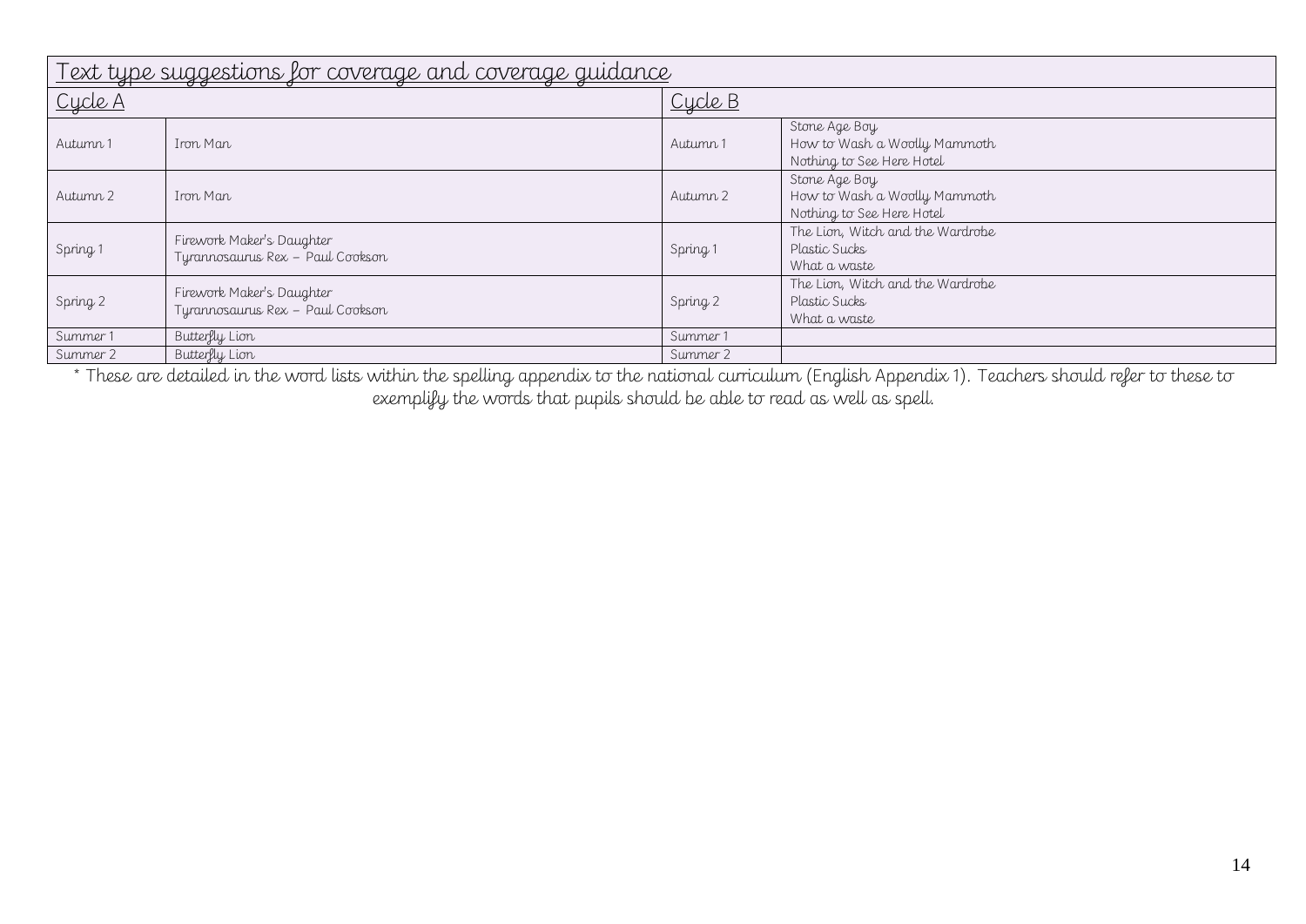| Text type suggestions for coverage and coverage guidance | | | |
|---|---|---|---|
| Cycle A | | Cycle B | |
| Autumn 1 | Iron Man | Autumn 1 | Stone Age Boy<br>How to Wash a Woolly Mammoth<br>Nothing to See Here Hotel |
| Autumn 2 | Iron Man | Autumn 2 | Stone Age Boy<br>How to Wash a Woolly Mammoth<br>Nothing to See Here Hotel |
| Spring 1 | Firework Maker's Daughter<br>Tyrannosaurus Rex – Paul Cookson | Spring 1 | The Lion, Witch and the Wardrobe<br>Plastic Sucks<br>What a waste |
| Spring 2 | Firework Maker's Daughter<br>Tyrannosaurus Rex – Paul Cookson | Spring 2 | The Lion, Witch and the Wardrobe<br>Plastic Sucks<br>What a waste |
| Summer 1 | Butterfly Lion | Summer 1 | |
| Summer 2 | Butterfly Lion | Summer 2 | |

* These are detailed in the word lists within the spelling appendix to the national curriculum (English Appendix 1). Teachers should refer to these to exemplify the words that pupils should be able to read as well as spell.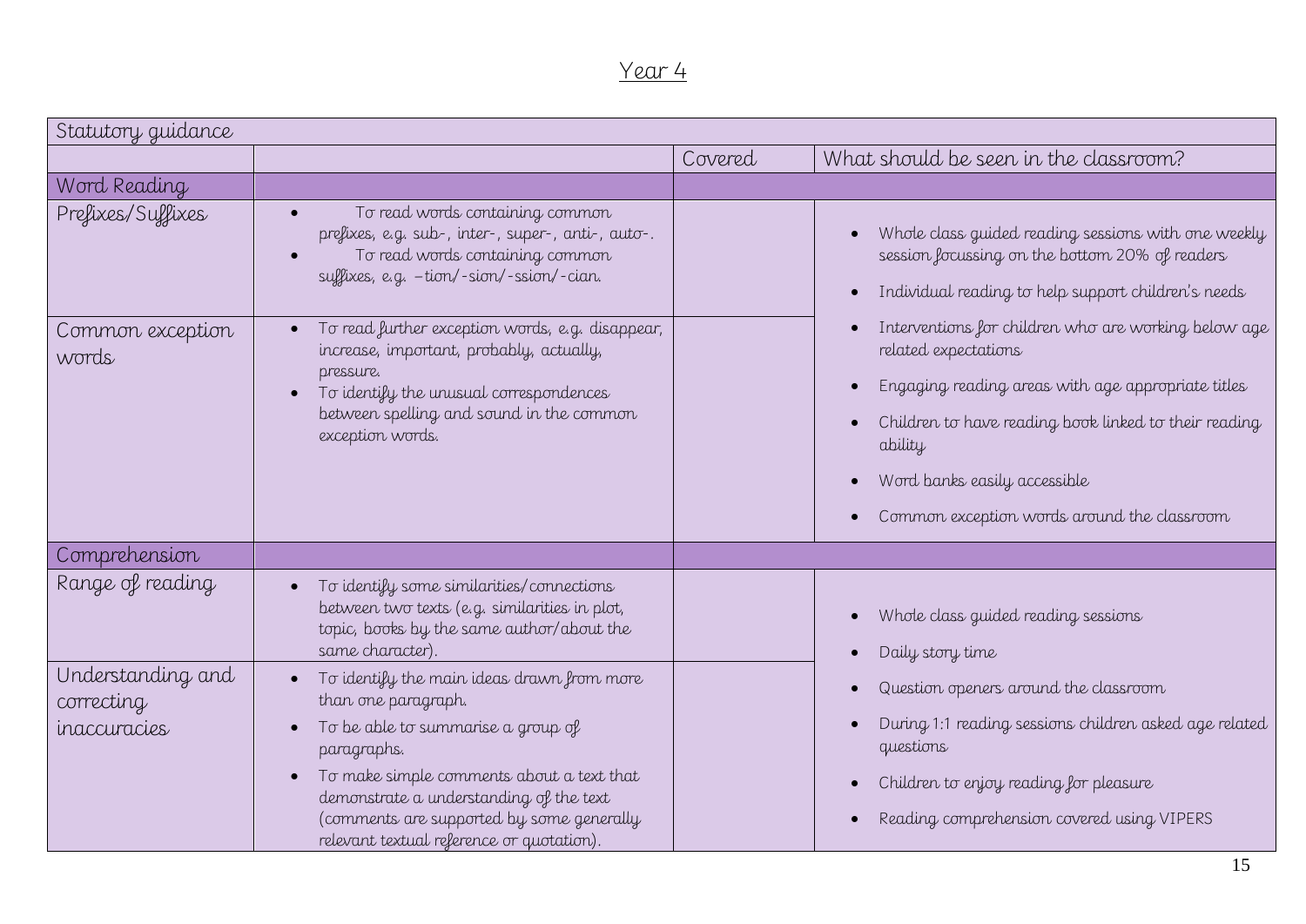# Year 4

| Statutory guidance | | | |
|---|---|---|---|
| | | Covered | What should be seen in the classroom? |
| **Word Reading** | | | |
| Prefixes/Suffixes | • To read words containing common prefixes, e.g. sub-, inter-, super-, anti-, auto-.<br>• To read words containing common suffixes, e.g. –tion/-sion/-ssion/-cian. | | • Whole class guided reading sessions with one weekly session focussing on the bottom 20% of readers<br>• Individual reading to help support children's needs<br>• Interventions for children who are working below age related expectations<br>• Engaging reading areas with age appropriate titles<br>• Children to have reading book linked to their reading ability<br>• Word banks easily accessible<br>• Common exception words around the classroom |
| Common exception words | • To read further exception words, e.g. disappear, increase, important, probably, actually, pressure.<br>• To identify the unusual correspondences between spelling and sound in the common exception words. | | |
| **Comprehension** | | | |
| Range of reading | • To identify some similarities/connections between two texts (e.g. similarities in plot, topic, books by the same author/about the same character). | | • Whole class guided reading sessions<br>• Daily story time<br>• Question openers around the classroom<br>• During 1:1 reading sessions children asked age related questions<br>• Children to enjoy reading for pleasure<br>• Reading comprehension covered using VIPERS |
| Understanding and correcting inaccuracies | • To identify the main ideas drawn from more than one paragraph.<br>• To be able to summarise a group of paragraphs.<br>• To make simple comments about a text that demonstrate a understanding of the text (comments are supported by some generally relevant textual reference or quotation). | | |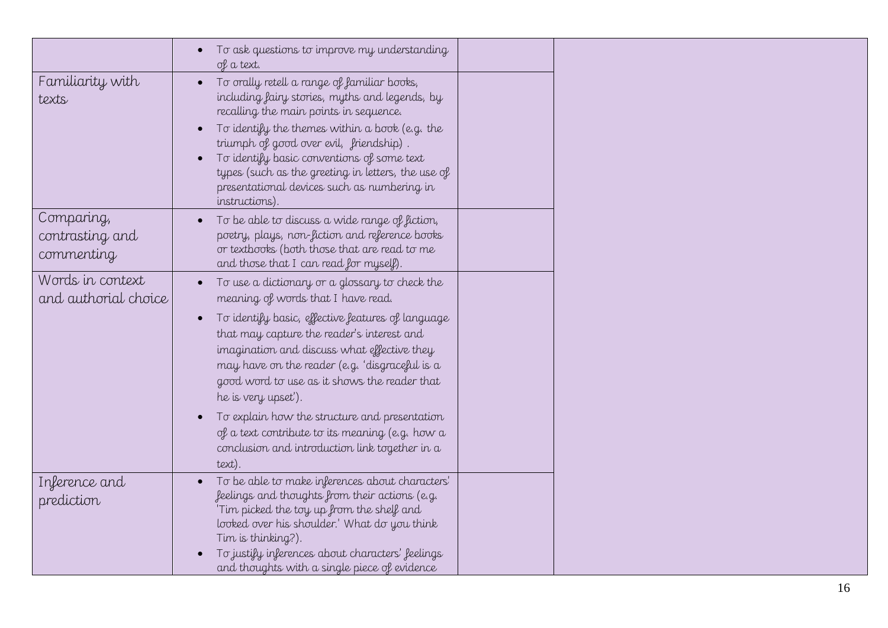| | | | |
|---|---|---|---|
| | • To ask questions to improve my understanding of a text. | | |
| Familiarity with texts | • To orally retell a range of familiar books, including fairy stories, myths and legends, by recalling the main points in sequence.<br>• To identify the themes within a book (e.g. the triumph of good over evil, friendship) .<br>• To identify basic conventions of some text types (such as the greeting in letters, the use of presentational devices such as numbering in instructions). | | |
| Comparing, contrasting and commenting | • To be able to discuss a wide range of fiction, poetry, plays, non-fiction and reference books or textbooks (both those that are read to me and those that I can read for myself). | | |
| Words in context and authorial choice | • To use a dictionary or a glossary to check the meaning of words that I have read.<br>• To identify basic, effective features of language that may capture the reader's interest and imagination and discuss what effective they may have on the reader (e.g. 'disgraceful is a good word to use as it shows the reader that he is very upset').<br>• To explain how the structure and presentation of a text contribute to its meaning (e.g. how a conclusion and introduction link together in a text). | | |
| Inference and prediction | • To be able to make inferences about characters' feelings and thoughts from their actions (e.g. 'Tim picked the toy up from the shelf and looked over his shoulder.' What do you think Tim is thinking?).<br>• To justify inferences about characters' feelings and thoughts with a single piece of evidence | | |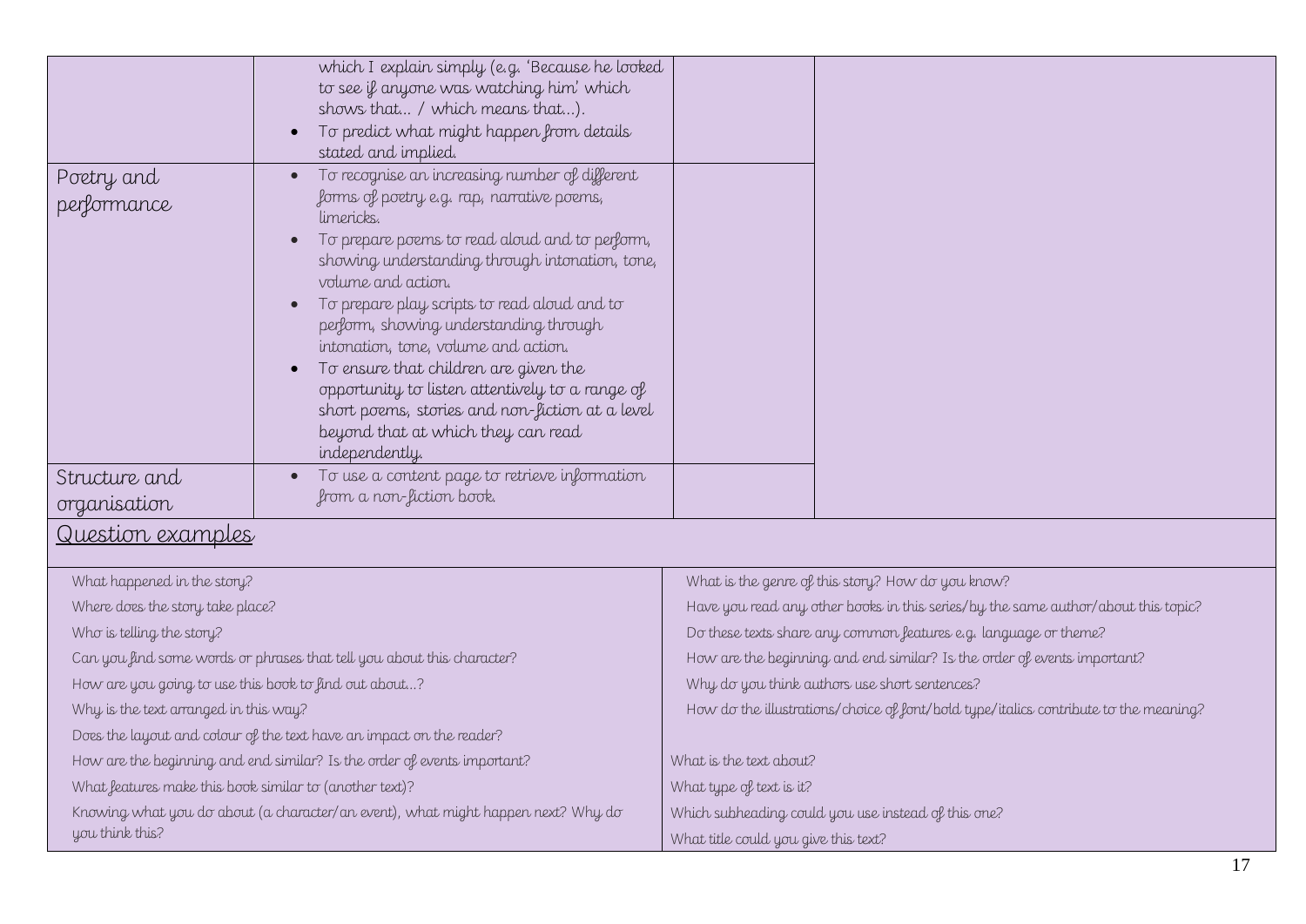| | | | |
|---|---|---|---|
| | which I explain simply (e.g. 'Because he looked to see if anyone was watching him' which shows that… / which means that…).<br>• To predict what might happen from details stated and implied. | | |
| Poetry and performance | • To recognise an increasing number of different forms of poetry e.g. rap, narrative poems, limericks.<br>• To prepare poems to read aloud and to perform, showing understanding through intonation, tone, volume and action.<br>• To prepare play scripts to read aloud and to perform, showing understanding through intonation, tone, volume and action.<br>• To ensure that children are given the opportunity to listen attentively to a range of short poems, stories and non-fiction at a level beyond that at which they can read independently. | | |
| Structure and organisation | • To use a content page to retrieve information from a non-fiction book. | | |

## Question examples

| | |
|---|---|
| What happened in the story?<br>Where does the story take place?<br>Who is telling the story?<br>Can you find some words or phrases that tell you about this character?<br>How are you going to use this book to find out about…?<br>Why is the text arranged in this way?<br>Does the layout and colour of the text have an impact on the reader?<br>How are the beginning and end similar? Is the order of events important?<br>What features make this book similar to (another text)?<br>Knowing what you do about (a character/an event), what might happen next? Why do you think this? | What is the genre of this story? How do you know?<br>Have you read any other books in this series/by the same author/about this topic?<br>Do these texts share any common features e.g. language or theme?<br>How are the beginning and end similar? Is the order of events important?<br>Why do you think authors use short sentences?<br>How do the illustrations/choice of font/bold type/italics contribute to the meaning?<br><br>What is the text about?<br>What type of text is it?<br>Which subheading could you use instead of this one?<br>What title could you give this text? |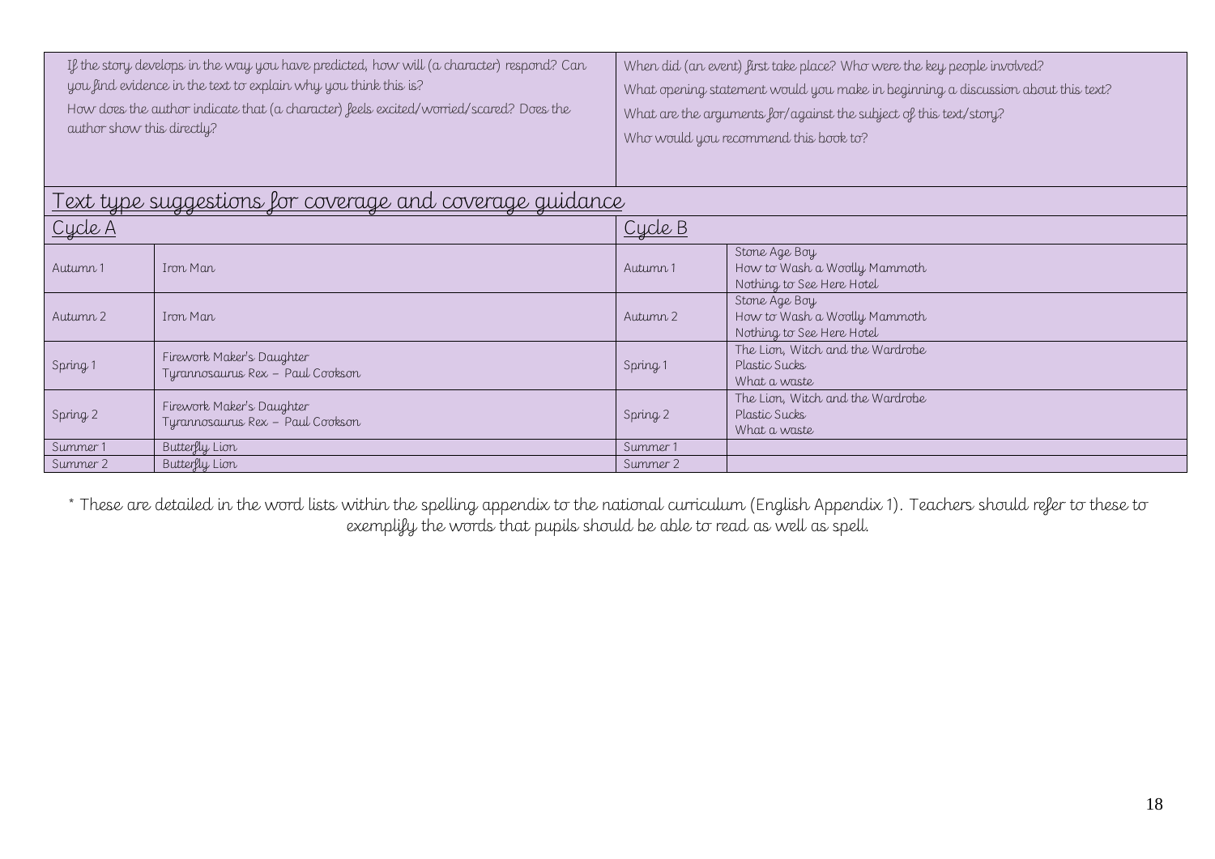| If the story develops in the way you have predicted, how will (a character) respond? Can you find evidence in the text to explain why you think this is?<br>How does the author indicate that (a character) feels excited/worried/scared? Does the author show this directly? | When did (an event) first take place? Who were the key people involved?<br>What opening statement would you make in beginning a discussion about this text?<br>What are the arguments for/against the subject of this text/story?<br>Who would you recommend this book to? |
|---|---|

## Text type suggestions for coverage and coverage guidance

| Cycle A | | Cycle B | |
|---|---|---|---|
| Autumn 1 | Iron Man | Autumn 1 | Stone Age Boy<br>How to Wash a Woolly Mammoth<br>Nothing to See Here Hotel |
| Autumn 2 | Iron Man | Autumn 2 | Stone Age Boy<br>How to Wash a Woolly Mammoth<br>Nothing to See Here Hotel |
| Spring 1 | Firework Maker's Daughter<br>Tyrannosaurus Rex – Paul Cookson | Spring 1 | The Lion, Witch and the Wardrobe<br>Plastic Sucks<br>What a waste |
| Spring 2 | Firework Maker's Daughter<br>Tyrannosaurus Rex – Paul Cookson | Spring 2 | The Lion, Witch and the Wardrobe<br>Plastic Sucks<br>What a waste |
| Summer 1 | Butterfly Lion | Summer 1 | |
| Summer 2 | Butterfly Lion | Summer 2 | |

* These are detailed in the word lists within the spelling appendix to the national curriculum (English Appendix 1). Teachers should refer to these to exemplify the words that pupils should be able to read as well as spell.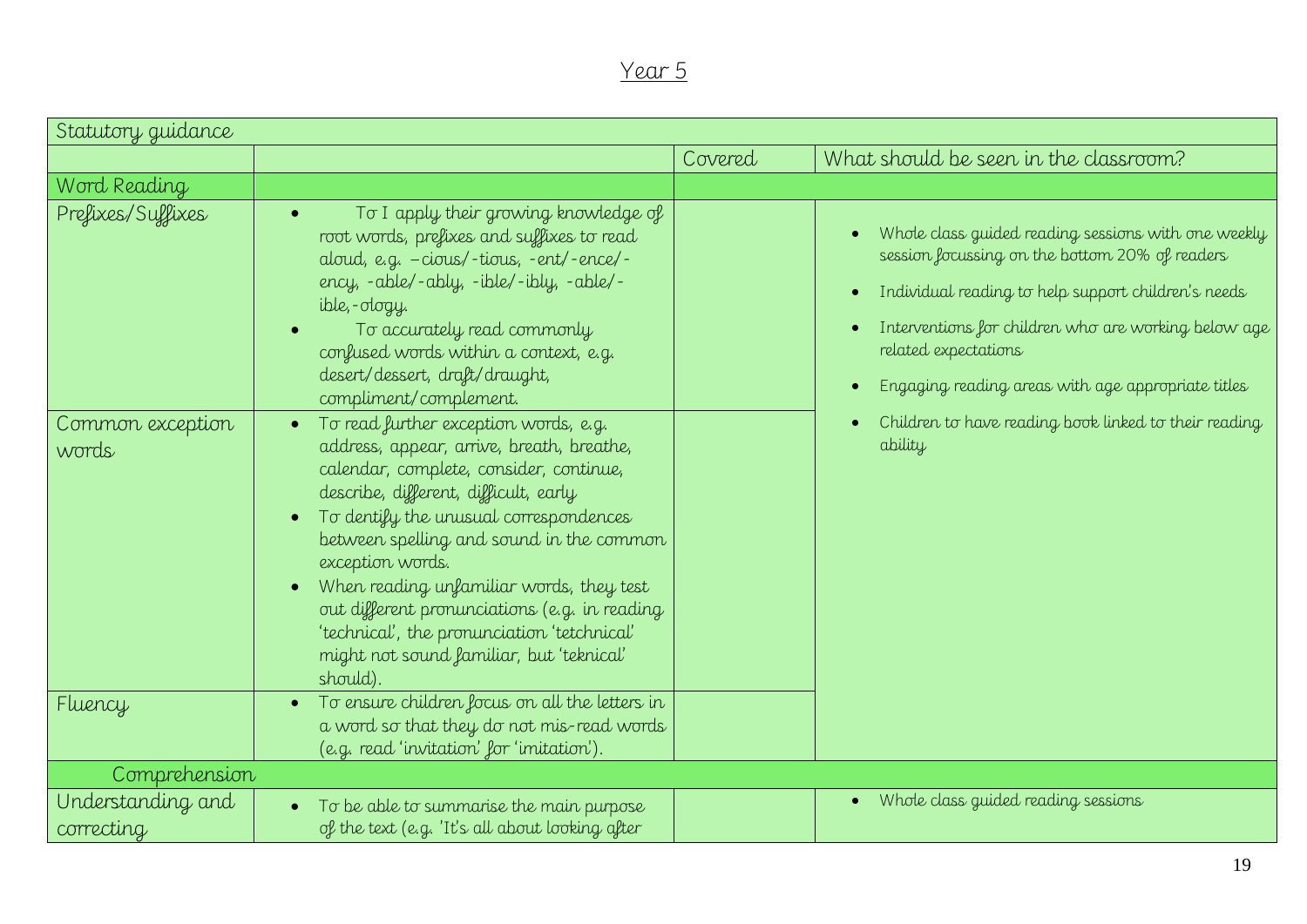# Year 5

| Statutory guidance | | | |
|---|---|---|---|
| | | Covered | What should be seen in the classroom? |
| Word Reading | | | |
| Prefixes/Suffixes | • To I apply their growing knowledge of root words, prefixes and suffixes to read aloud, e.g. –cious/-tious, -ent/-ence/-ency, -able/-ably, -ible/-ibly, -able/-ible,-ology.<br>• To accurately read commonly confused words within a context, e.g. desert/dessert, draft/draught, compliment/complement. | | • Whole class guided reading sessions with one weekly session focussing on the bottom 20% of readers<br>• Individual reading to help support children's needs<br>• Interventions for children who are working below age related expectations<br>• Engaging reading areas with age appropriate titles<br>• Children to have reading book linked to their reading ability |
| Common exception words | • To read further exception words, e.g. address, appear, arrive, breath, breathe, calendar, complete, consider, continue, describe, different, difficult, early<br>• To dentify the unusual correspondences between spelling and sound in the common exception words.<br>• When reading unfamiliar words, they test out different pronunciations (e.g. in reading 'technical', the pronunciation 'tetchnical' might not sound familiar, but 'teknical' should). | | |
| Fluency | • To ensure children focus on all the letters in a word so that they do not mis-read words (e.g. read 'invitation' for 'imitation'). | | |
| Comprehension | | | |
| Understanding and correcting | • To be able to summarise the main purpose of the text (e.g. 'It's all about looking after | | • Whole class guided reading sessions |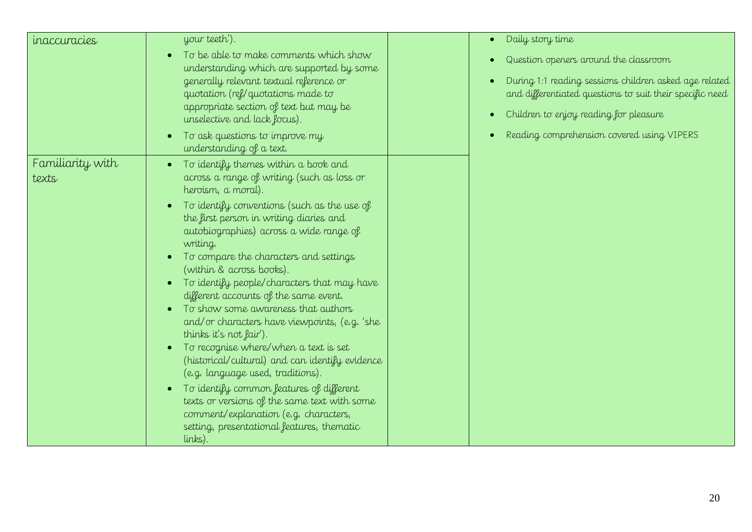| | | | |
|---|---|---|---|
| inaccuracies | your teeth').<br>• To be able to make comments which show understanding which are supported by some generally relevant textual reference or quotation (ref/quotations made to appropriate section of text but may be unselective and lack focus).<br>• To ask questions to improve my understanding of a text. | | • Daily story time<br>• Question openers around the classroom<br>• During 1:1 reading sessions children asked age related and differentiated questions to suit their specific need<br>• Children to enjoy reading for pleasure<br>• Reading comprehension covered using VIPERS |
| Familiarity with texts | • To identify themes within a book and across a range of writing (such as loss or heroism, a moral).<br>• To identify conventions (such as the use of the first person in writing diaries and autobiographies) across a wide range of writing.<br>• To compare the characters and settings (within & across books).<br>• To identify people/characters that may have different accounts of the same event.<br>• To show some awareness that authors and/or characters have viewpoints, (e.g. 'she thinks it's not fair').<br>• To recognise where/when a text is set (historical/cultural) and can identify evidence (e.g. language used, traditions).<br>• To identify common features of different texts or versions of the same text with some comment/explanation (e.g. characters, setting, presentational features, thematic links). | | |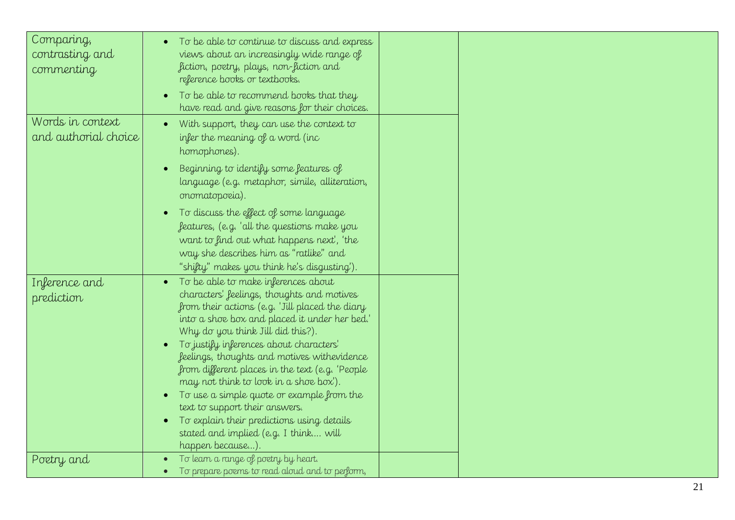| | | | |
|---|---|---|---|
| Comparing, contrasting and commenting | • To be able to continue to discuss and express views about an increasingly wide range of fiction, poetry, plays, non-fiction and reference books or textbooks.<br>• To be able to recommend books that they have read and give reasons for their choices. | | |
| Words in context and authorial choice | • With support, they can use the context to infer the meaning of a word (inc homophones).<br>• Beginning to identify some features of language (e.g. metaphor, simile, alliteration, onomatopoeia).<br>• To discuss the effect of some language features, (e.g. 'all the questions make you want to find out what happens next', 'the way she describes him as "ratlike" and "shifty" makes you think he's disgusting'). | | |
| Inference and prediction | • To be able to make inferences about characters' feelings, thoughts and motives from their actions (e.g. 'Jill placed the diary into a shoe box and placed it under her bed.' Why do you think Jill did this?).<br>• To justify inferences about characters' feelings, thoughts and motives withevidence from different places in the text (e.g. 'People may not think to look in a shoe box').<br>• To use a simple quote or example from the text to support their answers.<br>• To explain their predictions using details stated and implied (e.g. I think.... will happen because...). | | |
| Poetry and | • To learn a range of poetry by heart.<br>• To prepare poems to read aloud and to perform, | | |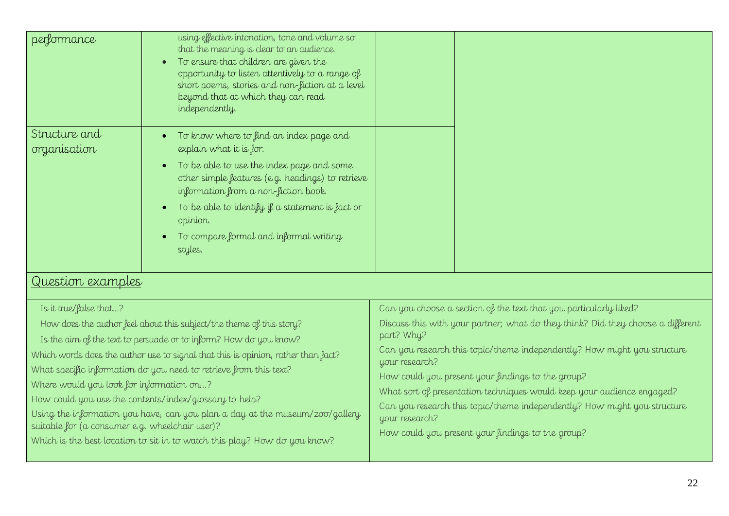| | | | |
|---|---|---|---|
| performance | using effective intonation, tone and volume so that the meaning is clear to an audience.<br>• To ensure that children are given the opportunity to listen attentively to a range of short poems, stories and non-fiction at a level beyond that at which they can read independently. | | |
| Structure and organisation | • To know where to find an index page and explain what it is for.<br>• To be able to use the index page and some other simple features (e.g. headings) to retrieve information from a non-fiction book.<br>• To be able to identify if a statement is fact or opinion.<br>• To compare formal and informal writing styles. | | |

## Question examples

Is it true/false that…?

How does the author feel about this subject/the theme of this story?

Is the aim of the text to persuade or to inform? How do you know?

Which words does the author use to signal that this is opinion, rather than fact?

What specific information do you need to retrieve from this text?

Where would you look for information on…?

How could you use the contents/index/glossary to help?

Using the information you have, can you plan a day at the museum/zoo/gallery suitable for (a consumer e.g. wheelchair user)?

Which is the best location to sit in to watch this play? How do you know?

Can you choose a section of the text that you particularly liked?

Discuss this with your partner; what do they think? Did they choose a different part? Why?

Can you research this topic/theme independently? How might you structure your research?

How could you present your findings to the group?

What sort of presentation techniques would keep your audience engaged?

Can you research this topic/theme independently? How might you structure your research?

How could you present your findings to the group?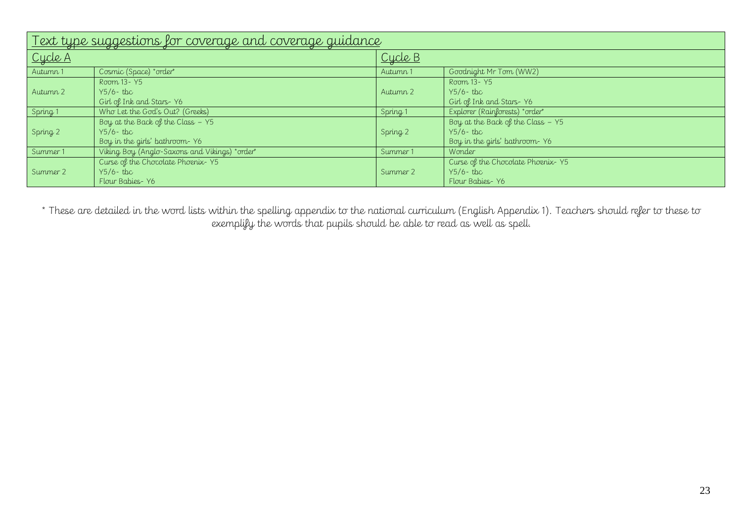| Text type suggestions for coverage and coverage guidance | | | |
|---|---|---|---|
| Cycle A | | Cycle B | |
| Autumn 1 | Cosmic (Space) *order* | Autumn 1 | Goodnight Mr Tom (WW2) |
| Autumn 2 | Room 13- Y5<br>Y5/6- tbc<br>Girl of Ink and Stars- Y6 | Autumn 2 | Room 13- Y5<br>Y5/6- tbc<br>Girl of Ink and Stars- Y6 |
| Spring 1 | Who Let the God's Out? (Greeks) | Spring 1 | Explorer (Rainforests) *order* |
| Spring 2 | Boy at the Back of the Class – Y5<br>Y5/6- tbc<br>Boy in the girls' bathroom- Y6 | Spring 2 | Boy at the Back of the Class – Y5<br>Y5/6- tbc<br>Boy in the girls' bathroom- Y6 |
| Summer 1 | Viking Boy (Anglo-Saxons and Vikings) *order* | Summer 1 | Wonder |
| Summer 2 | Curse of the Chocolate Phoenix- Y5<br>Y5/6- tbc<br>Flour Babies- Y6 | Summer 2 | Curse of the Chocolate Phoenix- Y5<br>Y5/6- tbc<br>Flour Babies- Y6 |

* These are detailed in the word lists within the spelling appendix to the national curriculum (English Appendix 1). Teachers should refer to these to exemplify the words that pupils should be able to read as well as spell.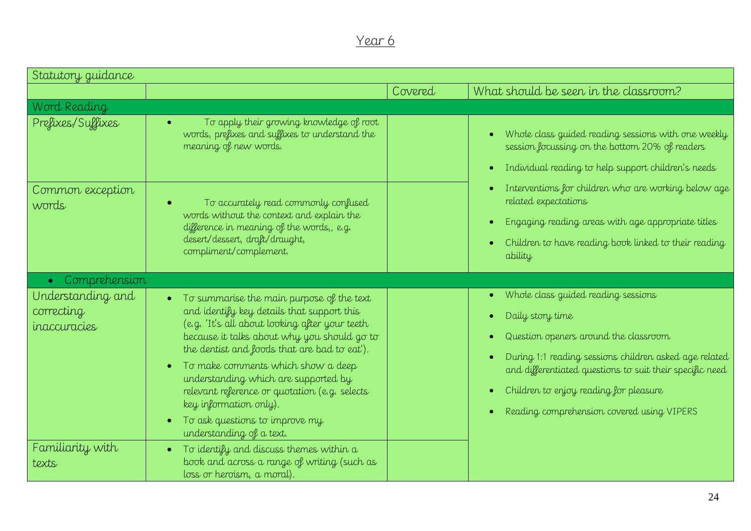# Year 6

| Statutory guidance | | | |
|---|---|---|---|
| | | Covered | What should be seen in the classroom? |
| **Word Reading** | | | |
| Prefixes/Suffixes | • To apply their growing knowledge of root words, prefixes and suffixes to understand the meaning of new words. | | • Whole class guided reading sessions with one weekly session focussing on the bottom 20% of readers<br>• Individual reading to help support children's needs<br>• Interventions for children who are working below age related expectations<br>• Engaging reading areas with age appropriate titles<br>• Children to have reading book linked to their reading ability |
| Common exception words | • To accurately read commonly confused words without the context and explain the difference in meaning of the words,, e.g. desert/dessert, draft/draught, compliment/complement. | | |
| **• Comprehension** | | | |
| Understanding and correcting inaccuracies | • To summarise the main purpose of the text and identify key details that support this (e.g. 'It's all about looking after your teeth because it talks about why you should go to the dentist and foods that are bad to eat').<br>• To make comments which show a deep understanding which are supported by relevant reference or quotation (e.g. selects key information only).<br>• To ask questions to improve my understanding of a text. | | • Whole class guided reading sessions<br>• Daily story time<br>• Question openers around the classroom<br>• During 1:1 reading sessions children asked age related and differentiated questions to suit their specific need<br>• Children to enjoy reading for pleasure<br>• Reading comprehension covered using VIPERS |
| Familiarity with texts | • To identify and discuss themes within a book and across a range of writing (such as loss or heroism, a moral). | | |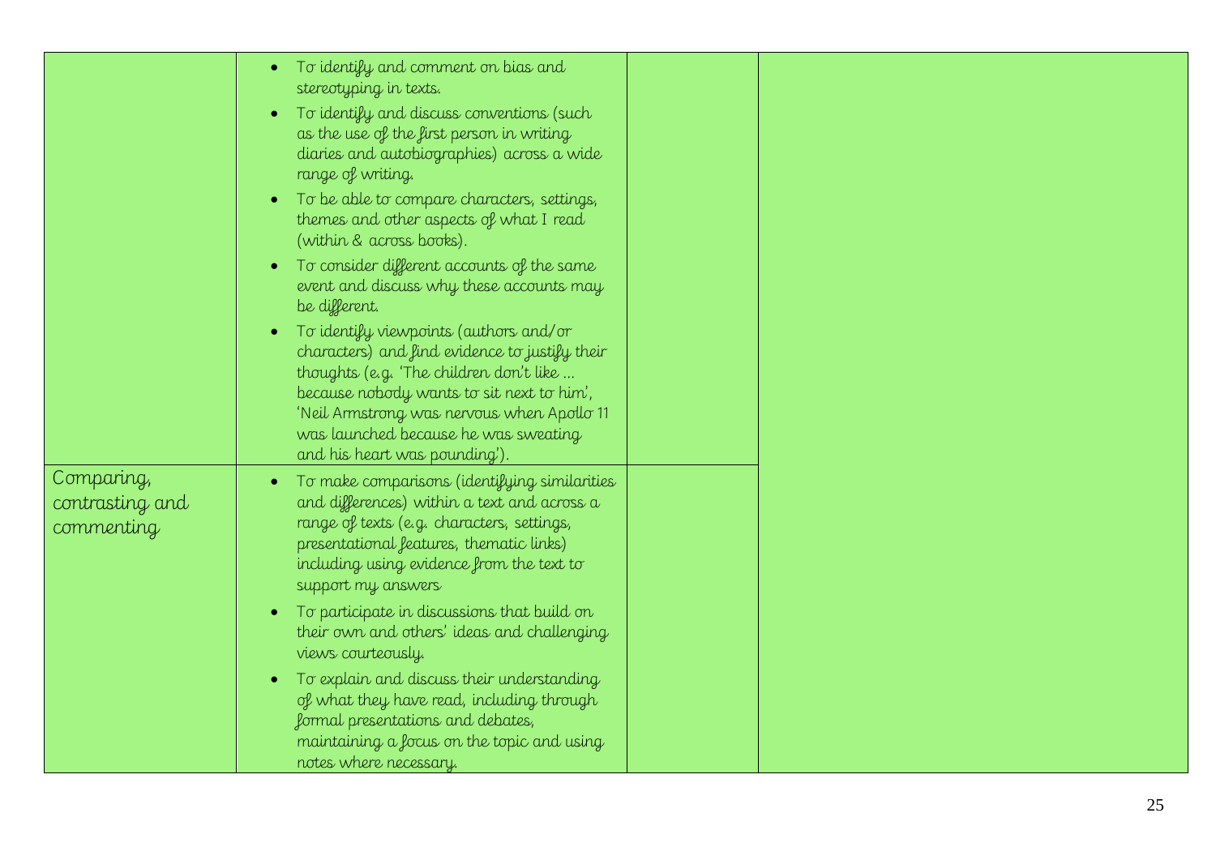|  |  |  |  |
|---|---|---|---|
|  | • To identify and comment on bias and stereotyping in texts.<br>• To identify and discuss conventions (such as the use of the first person in writing diaries and autobiographies) across a wide range of writing.<br>• To be able to compare characters, settings, themes and other aspects of what I read (within & across books).<br>• To consider different accounts of the same event and discuss why these accounts may be different.<br>• To identify viewpoints (authors and/or characters) and find evidence to justify their thoughts (e.g. 'The children don't like … because nobody wants to sit next to him', 'Neil Armstrong was nervous when Apollo 11 was launched because he was sweating and his heart was pounding'). |  |  |
| Comparing, contrasting and commenting | • To make comparisons (identifying similarities and differences) within a text and across a range of texts (e.g. characters, settings, presentational features, thematic links) including using evidence from the text to support my answers<br>• To participate in discussions that build on their own and others' ideas and challenging views courteously.<br>• To explain and discuss their understanding of what they have read, including through formal presentations and debates, maintaining a focus on the topic and using notes where necessary. |  |  |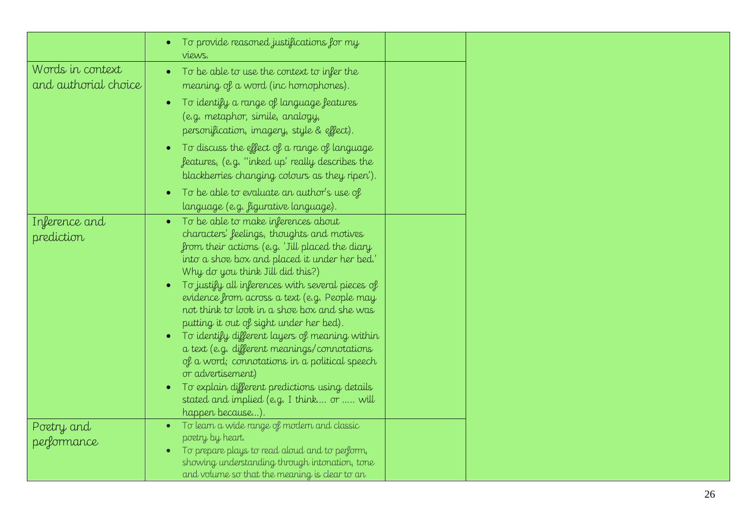| | | | |
|---|---|---|---|
| | • To provide reasoned justifications for my views. | | |
| Words in context and authorial choice | • To be able to use the context to infer the meaning of a word (inc homophones).<br>• To identify a range of language features (e.g. metaphor, simile, analogy, personification, imagery, style & effect).<br>• To discuss the effect of a range of language features, (e.g. ''inked up' really describes the blackberries changing colours as they ripen').<br>• To be able to evaluate an author's use of language (e.g. figurative language). | | |
| Inference and prediction | • To be able to make inferences about characters' feelings, thoughts and motives from their actions (e.g. 'Jill placed the diary into a shoe box and placed it under her bed.' Why do you think Jill did this?)<br>• To justify all inferences with several pieces of evidence from across a text (e.g. People may not think to look in a shoe box and she was putting it out of sight under her bed).<br>• To identify different layers of meaning within a text (e.g. different meanings/connotations of a word; connotations in a political speech or advertisement)<br>• To explain different predictions using details stated and implied (e.g. I think.... or ..... will happen because...). | | |
| Poetry and performance | • To learn a wide range of modern and classic poetry by heart.<br>• To prepare plays to read aloud and to perform, showing understanding through intonation, tone and volume so that the meaning is clear to an | | |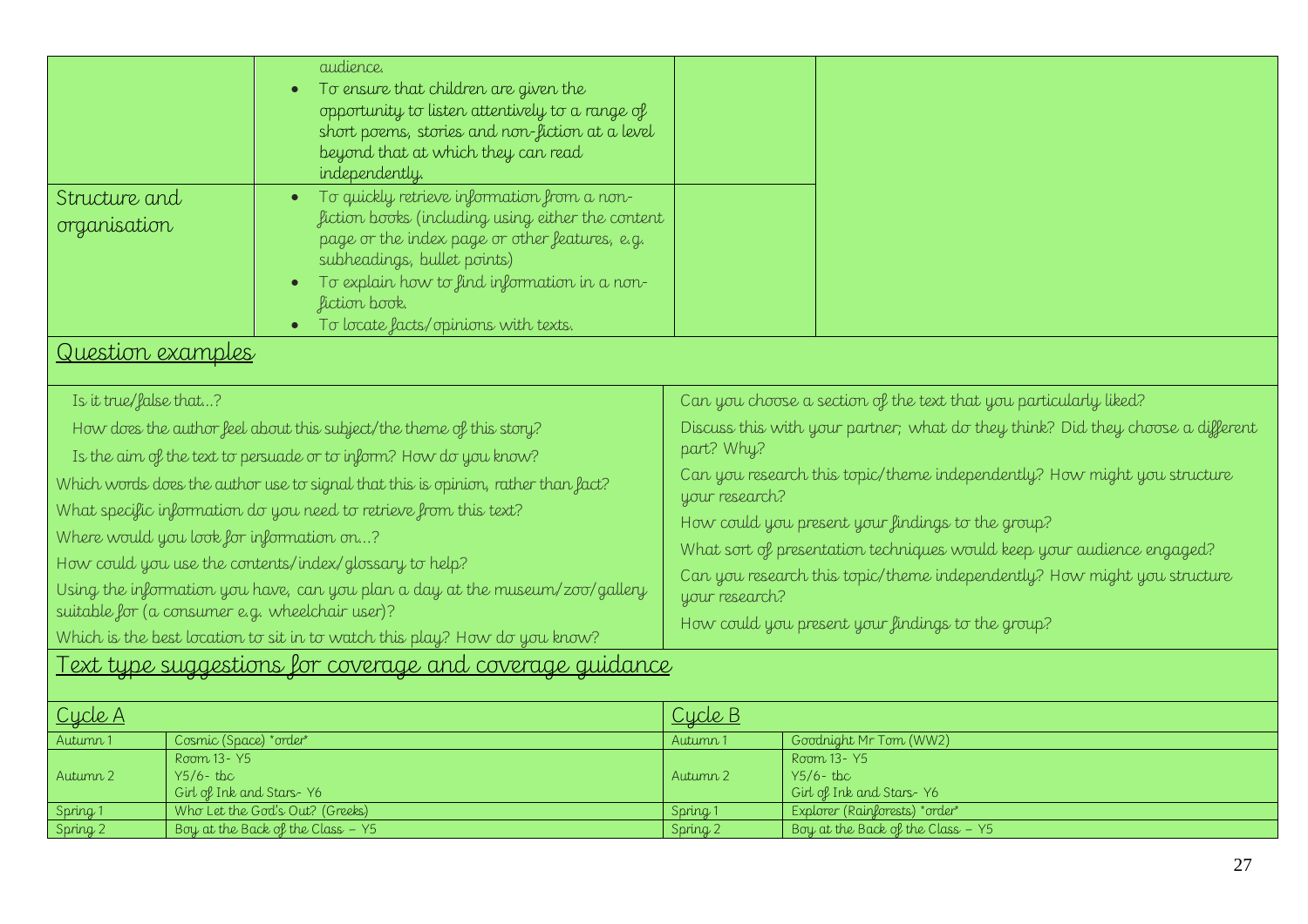| | | | |
|---|---|---|---|
| | audience.<br>• To ensure that children are given the opportunity to listen attentively to a range of short poems, stories and non-fiction at a level beyond that at which they can read independently. | | |
| Structure and organisation | • To quickly retrieve information from a non-fiction books (including using either the content page or the index page or other features, e.g. subheadings, bullet points)<br>• To explain how to find information in a non-fiction book.<br>• To locate facts/opinions with texts. | | |

## Question examples

Is it true/false that…?

How does the author feel about this subject/the theme of this story?

Is the aim of the text to persuade or to inform? How do you know?

Which words does the author use to signal that this is opinion, rather than fact?

What specific information do you need to retrieve from this text?

Where would you look for information on…?

How could you use the contents/index/glossary to help?

Using the information you have, can you plan a day at the museum/zoo/gallery suitable for (a consumer e.g. wheelchair user)?

Which is the best location to sit in to watch this play? How do you know?

Can you choose a section of the text that you particularly liked?

Discuss this with your partner; what do they think? Did they choose a different part? Why?

Can you research this topic/theme independently? How might you structure your research?

How could you present your findings to the group?

What sort of presentation techniques would keep your audience engaged?

Can you research this topic/theme independently? How might you structure your research?

How could you present your findings to the group?

## Text type suggestions for coverage and coverage guidance

| Cycle A | | Cycle B | |
|---|---|---|---|
| Autumn 1 | Cosmic (Space) *order* | Autumn 1 | Goodnight Mr Tom (WW2) |
| Autumn 2 | Room 13- Y5<br>Y5/6- tbc<br>Girl of Ink and Stars- Y6 | Autumn 2 | Room 13- Y5<br>Y5/6- tbc<br>Girl of Ink and Stars- Y6 |
| Spring 1 | Who Let the God's Out? (Greeks) | Spring 1 | Explorer (Rainforests) *order* |
| Spring 2 | Boy at the Back of the Class – Y5 | Spring 2 | Boy at the Back of the Class – Y5 |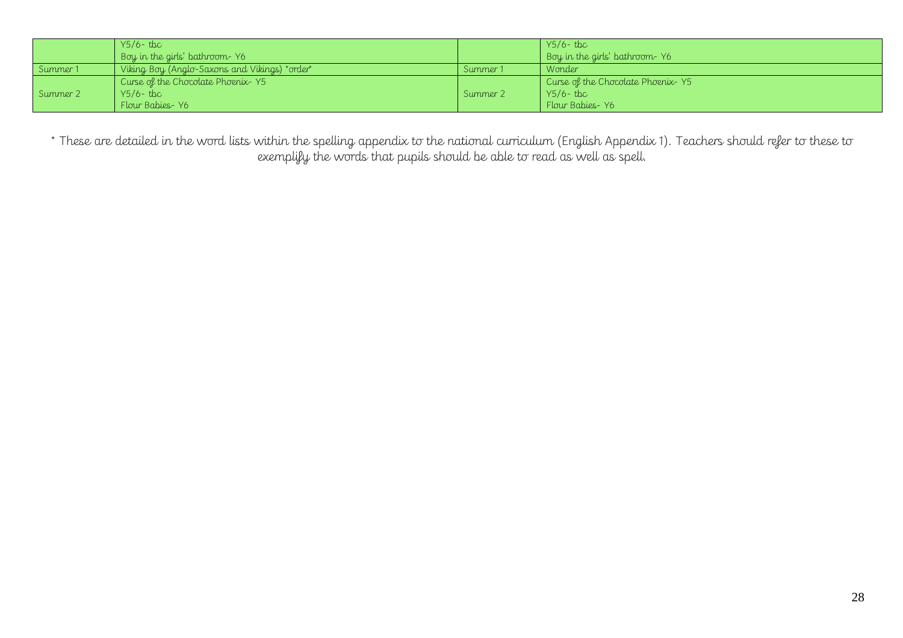| | | | |
|---|---|---|---|
| | Y5/6- tbc<br>Boy in the girls' bathroom- Y6 | | Y5/6- tbc<br>Boy in the girls' bathroom- Y6 |
| Summer 1 | Viking Boy (Anglo-Saxons and Vikings) *order* | Summer 1 | Wonder |
| Summer 2 | Curse of the Chocolate Phoenix- Y5<br>Y5/6- tbc<br>Flour Babies- Y6 | Summer 2 | Curse of the Chocolate Phoenix- Y5<br>Y5/6- tbc<br>Flour Babies- Y6 |

* These are detailed in the word lists within the spelling appendix to the national curriculum (English Appendix 1). Teachers should refer to these to exemplify the words that pupils should be able to read as well as spell.